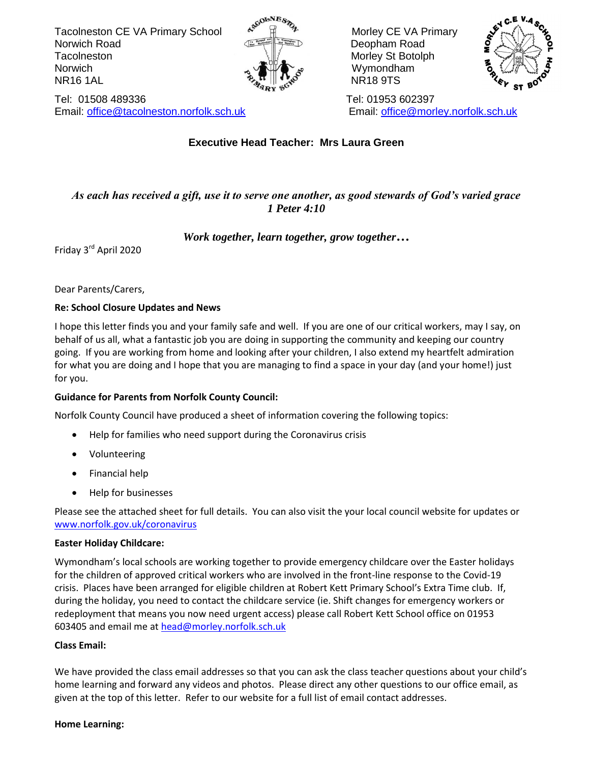Tacolneston CE VA Primary School
Norwich Road
Tacolneston
Norwich
NR16 1AL

Tel: 01508 489336
Email: office@tacolneston.norfolk.sch.uk

Morley CE VA Primary
Deopham Road
Morley St Botolph
Wymondham
NR18 9TS

Tel: 01953 602397
Email: office@morley.norfolk.sch.uk

**Executive Head Teacher: Mrs Laura Green**

***As each has received a gift, use it to serve one another, as good stewards of God's varied grace***
***1 Peter 4:10***

***Work together, learn together, grow together…***

Friday 3rd April 2020

Dear Parents/Carers,

**Re: School Closure Updates and News**

I hope this letter finds you and your family safe and well. If you are one of our critical workers, may I say, on behalf of us all, what a fantastic job you are doing in supporting the community and keeping our country going. If you are working from home and looking after your children, I also extend my heartfelt admiration for what you are doing and I hope that you are managing to find a space in your day (and your home!) just for you.

**Guidance for Parents from Norfolk County Council:**

Norfolk County Council have produced a sheet of information covering the following topics:

- Help for families who need support during the Coronavirus crisis
- Volunteering
- Financial help
- Help for businesses

Please see the attached sheet for full details. You can also visit the your local council website for updates or www.norfolk.gov.uk/coronavirus

**Easter Holiday Childcare:**

Wymondham's local schools are working together to provide emergency childcare over the Easter holidays for the children of approved critical workers who are involved in the front-line response to the Covid-19 crisis. Places have been arranged for eligible children at Robert Kett Primary School's Extra Time club. If, during the holiday, you need to contact the childcare service (ie. Shift changes for emergency workers or redeployment that means you now need urgent access) please call Robert Kett School office on 01953 603405 and email me at head@morley.norfolk.sch.uk

**Class Email:**

We have provided the class email addresses so that you can ask the class teacher questions about your child's home learning and forward any videos and photos. Please direct any other questions to our office email, as given at the top of this letter. Refer to our website for a full list of email contact addresses.

**Home Learning:**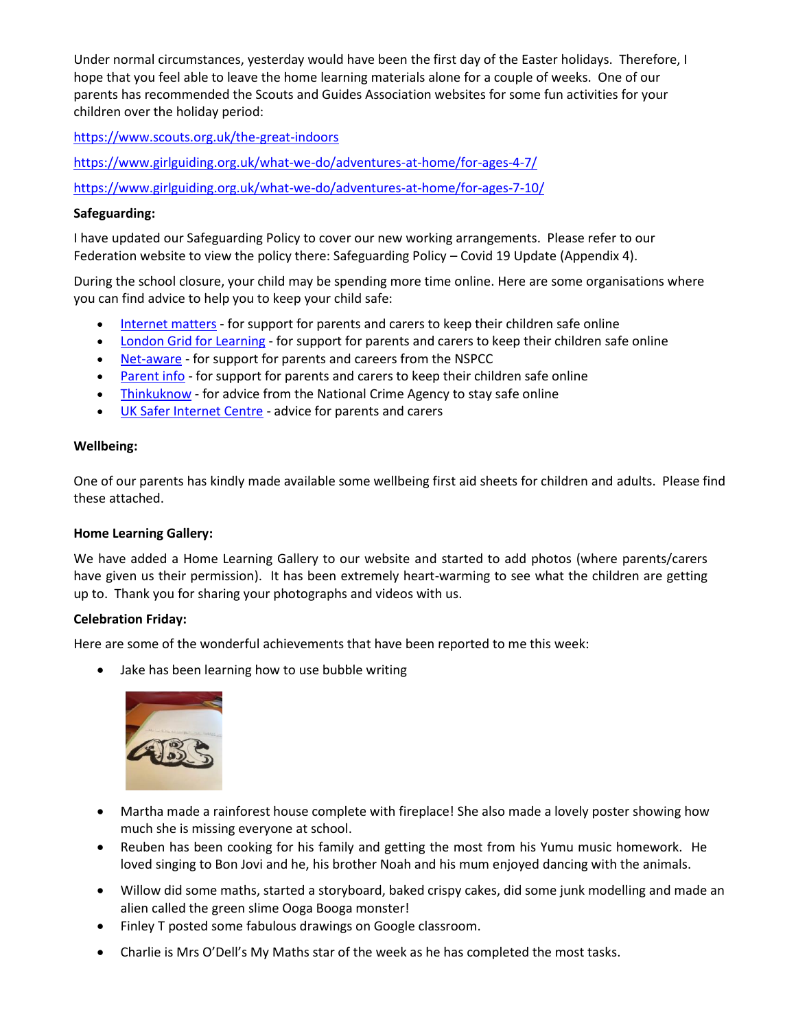Under normal circumstances, yesterday would have been the first day of the Easter holidays. Therefore, I hope that you feel able to leave the home learning materials alone for a couple of weeks. One of our parents has recommended the Scouts and Guides Association websites for some fun activities for your children over the holiday period:

https://www.scouts.org.uk/the-great-indoors

https://www.girlguiding.org.uk/what-we-do/adventures-at-home/for-ages-4-7/

https://www.girlguiding.org.uk/what-we-do/adventures-at-home/for-ages-7-10/

**Safeguarding:**

I have updated our Safeguarding Policy to cover our new working arrangements. Please refer to our Federation website to view the policy there: Safeguarding Policy – Covid 19 Update (Appendix 4).

During the school closure, your child may be spending more time online. Here are some organisations where you can find advice to help you to keep your child safe:

- Internet matters - for support for parents and carers to keep their children safe online
- London Grid for Learning - for support for parents and carers to keep their children safe online
- Net-aware - for support for parents and careers from the NSPCC
- Parent info - for support for parents and carers to keep their children safe online
- Thinkuknow - for advice from the National Crime Agency to stay safe online
- UK Safer Internet Centre - advice for parents and carers

**Wellbeing:**

One of our parents has kindly made available some wellbeing first aid sheets for children and adults. Please find these attached.

**Home Learning Gallery:**

We have added a Home Learning Gallery to our website and started to add photos (where parents/carers have given us their permission). It has been extremely heart-warming to see what the children are getting up to. Thank you for sharing your photographs and videos with us.

**Celebration Friday:**

Here are some of the wonderful achievements that have been reported to me this week:

- Jake has been learning how to use bubble writing
- Martha made a rainforest house complete with fireplace! She also made a lovely poster showing how much she is missing everyone at school.
- Reuben has been cooking for his family and getting the most from his Yumu music homework. He loved singing to Bon Jovi and he, his brother Noah and his mum enjoyed dancing with the animals.
- Willow did some maths, started a storyboard, baked crispy cakes, did some junk modelling and made an alien called the green slime Ooga Booga monster!
- Finley T posted some fabulous drawings on Google classroom.
- Charlie is Mrs O'Dell's My Maths star of the week as he has completed the most tasks.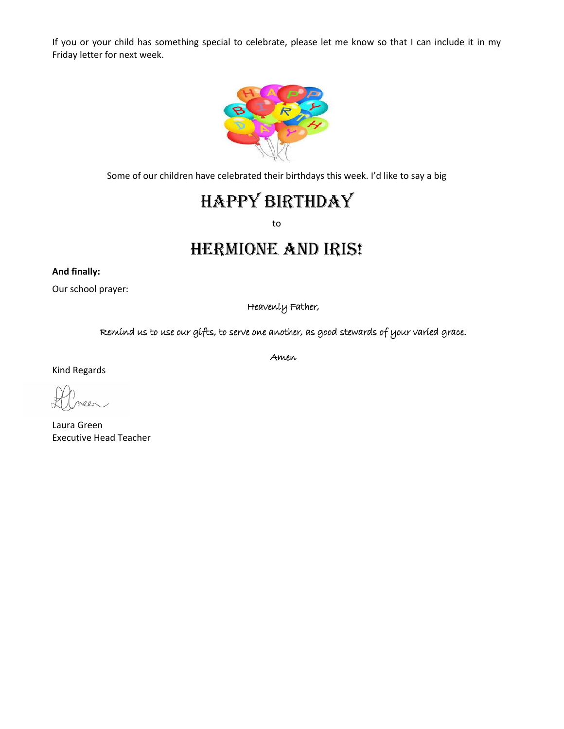If you or your child has something special to celebrate, please let me know so that I can include it in my Friday letter for next week.

Some of our children have celebrated their birthdays this week. I'd like to say a big

## HAPPY BIRTHDAY

to

## HERMIONE AND IRIS!

**And finally:**

Our school prayer:

*Heavenly Father,*

*Remind us to use our gifts, to serve one another, as good stewards of your varied grace.*

*Amen*

Kind Regards

Laura Green
Executive Head Teacher